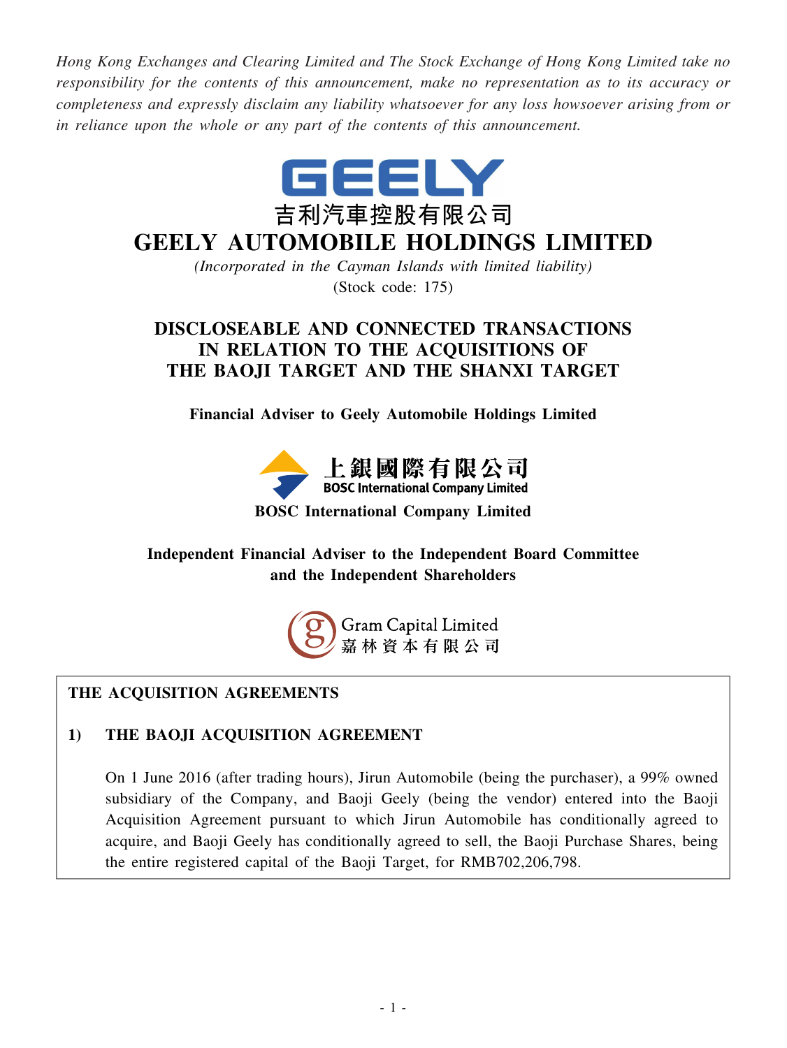*Hong Kong Exchanges and Clearing Limited and The Stock Exchange of Hong Kong Limited take no responsibility for the contents of this announcement, make no representation as to its accuracy or completeness and expressly disclaim any liability whatsoever for any loss howsoever arising from or in reliance upon the whole or any part of the contents of this announcement.*

GEELY

吉利汽車控股有限公司

# GEELY AUTOMOBILE HOLDINGS LIMITED

*(Incorporated in the Cayman Islands with limited liability)*

(Stock code: 175)

## DISCLOSEABLE AND CONNECTED TRANSACTIONS IN RELATION TO THE ACQUISITIONS OF THE BAOJI TARGET AND THE SHANXI TARGET

**Financial Adviser to Geely Automobile Holdings Limited**

上銀國際有限公司

BOSC International Company Limited

**BOSC International Company Limited**

**Independent Financial Adviser to the Independent Board Committee and the Independent Shareholders**

Gram Capital Limited

嘉林資本有限公司

**THE ACQUISITION AGREEMENTS**

**1) THE BAOJI ACQUISITION AGREEMENT**

On 1 June 2016 (after trading hours), Jirun Automobile (being the purchaser), a 99% owned subsidiary of the Company, and Baoji Geely (being the vendor) entered into the Baoji Acquisition Agreement pursuant to which Jirun Automobile has conditionally agreed to acquire, and Baoji Geely has conditionally agreed to sell, the Baoji Purchase Shares, being the entire registered capital of the Baoji Target, for RMB702,206,798.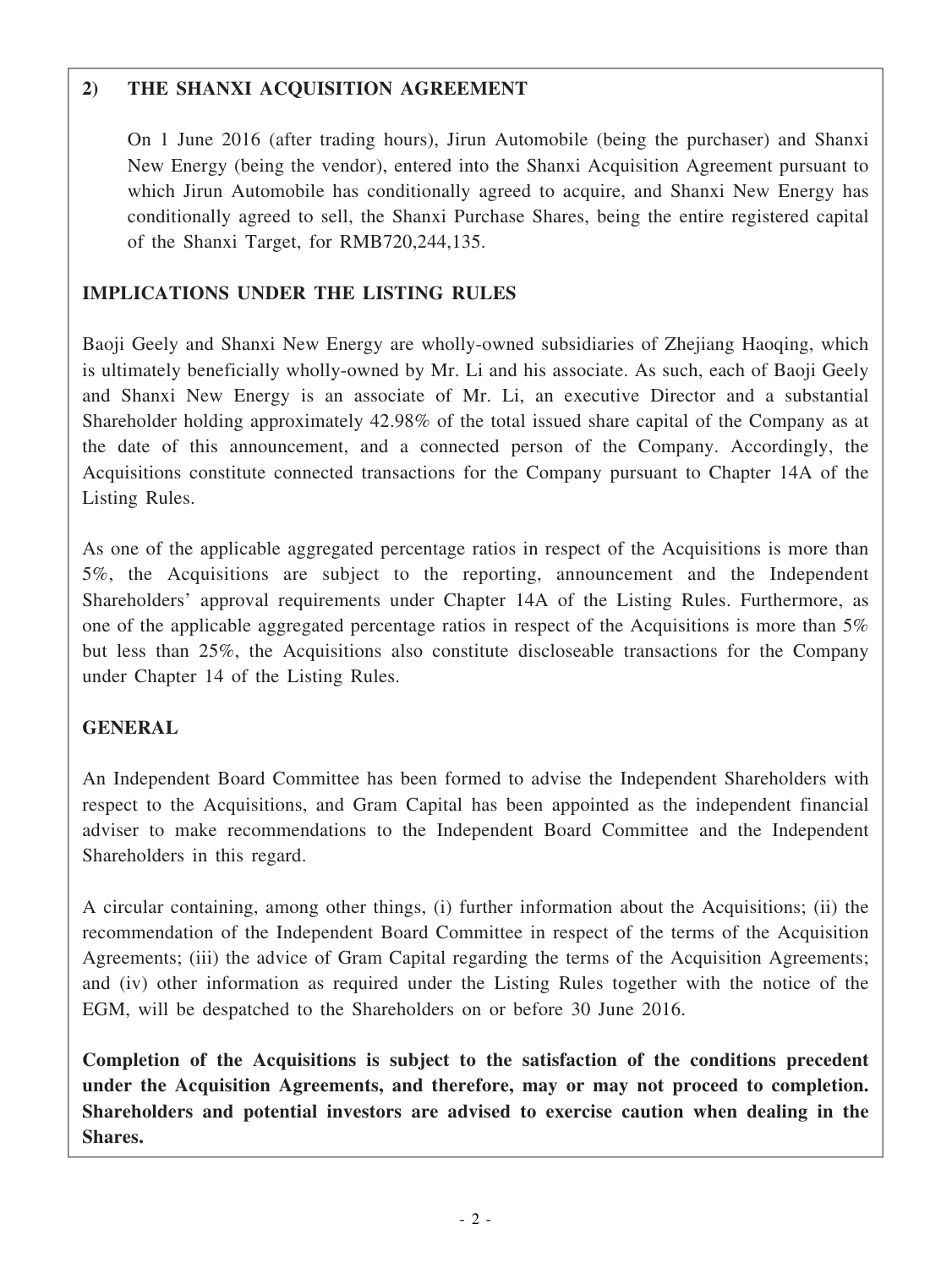## 2) THE SHANXI ACQUISITION AGREEMENT

On 1 June 2016 (after trading hours), Jirun Automobile (being the purchaser) and Shanxi New Energy (being the vendor), entered into the Shanxi Acquisition Agreement pursuant to which Jirun Automobile has conditionally agreed to acquire, and Shanxi New Energy has conditionally agreed to sell, the Shanxi Purchase Shares, being the entire registered capital of the Shanxi Target, for RMB720,244,135.

## IMPLICATIONS UNDER THE LISTING RULES

Baoji Geely and Shanxi New Energy are wholly-owned subsidiaries of Zhejiang Haoqing, which is ultimately beneficially wholly-owned by Mr. Li and his associate. As such, each of Baoji Geely and Shanxi New Energy is an associate of Mr. Li, an executive Director and a substantial Shareholder holding approximately 42.98% of the total issued share capital of the Company as at the date of this announcement, and a connected person of the Company. Accordingly, the Acquisitions constitute connected transactions for the Company pursuant to Chapter 14A of the Listing Rules.

As one of the applicable aggregated percentage ratios in respect of the Acquisitions is more than 5%, the Acquisitions are subject to the reporting, announcement and the Independent Shareholders' approval requirements under Chapter 14A of the Listing Rules. Furthermore, as one of the applicable aggregated percentage ratios in respect of the Acquisitions is more than 5% but less than 25%, the Acquisitions also constitute discloseable transactions for the Company under Chapter 14 of the Listing Rules.

## GENERAL

An Independent Board Committee has been formed to advise the Independent Shareholders with respect to the Acquisitions, and Gram Capital has been appointed as the independent financial adviser to make recommendations to the Independent Board Committee and the Independent Shareholders in this regard.

A circular containing, among other things, (i) further information about the Acquisitions; (ii) the recommendation of the Independent Board Committee in respect of the terms of the Acquisition Agreements; (iii) the advice of Gram Capital regarding the terms of the Acquisition Agreements; and (iv) other information as required under the Listing Rules together with the notice of the EGM, will be despatched to the Shareholders on or before 30 June 2016.

**Completion of the Acquisitions is subject to the satisfaction of the conditions precedent under the Acquisition Agreements, and therefore, may or may not proceed to completion. Shareholders and potential investors are advised to exercise caution when dealing in the Shares.**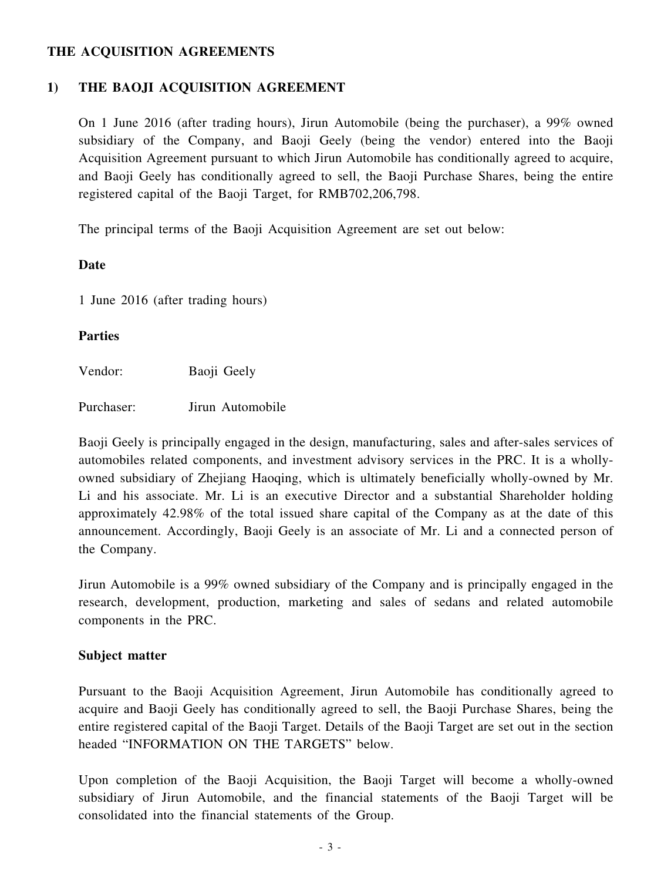## THE ACQUISITION AGREEMENTS

### 1) THE BAOJI ACQUISITION AGREEMENT

On 1 June 2016 (after trading hours), Jirun Automobile (being the purchaser), a 99% owned subsidiary of the Company, and Baoji Geely (being the vendor) entered into the Baoji Acquisition Agreement pursuant to which Jirun Automobile has conditionally agreed to acquire, and Baoji Geely has conditionally agreed to sell, the Baoji Purchase Shares, being the entire registered capital of the Baoji Target, for RMB702,206,798.

The principal terms of the Baoji Acquisition Agreement are set out below:

**Date**

1 June 2016 (after trading hours)

**Parties**

Vendor: Baoji Geely

Purchaser: Jirun Automobile

Baoji Geely is principally engaged in the design, manufacturing, sales and after-sales services of automobiles related components, and investment advisory services in the PRC. It is a wholly-owned subsidiary of Zhejiang Haoqing, which is ultimately beneficially wholly-owned by Mr. Li and his associate. Mr. Li is an executive Director and a substantial Shareholder holding approximately 42.98% of the total issued share capital of the Company as at the date of this announcement. Accordingly, Baoji Geely is an associate of Mr. Li and a connected person of the Company.

Jirun Automobile is a 99% owned subsidiary of the Company and is principally engaged in the research, development, production, marketing and sales of sedans and related automobile components in the PRC.

**Subject matter**

Pursuant to the Baoji Acquisition Agreement, Jirun Automobile has conditionally agreed to acquire and Baoji Geely has conditionally agreed to sell, the Baoji Purchase Shares, being the entire registered capital of the Baoji Target. Details of the Baoji Target are set out in the section headed "INFORMATION ON THE TARGETS" below.

Upon completion of the Baoji Acquisition, the Baoji Target will become a wholly-owned subsidiary of Jirun Automobile, and the financial statements of the Baoji Target will be consolidated into the financial statements of the Group.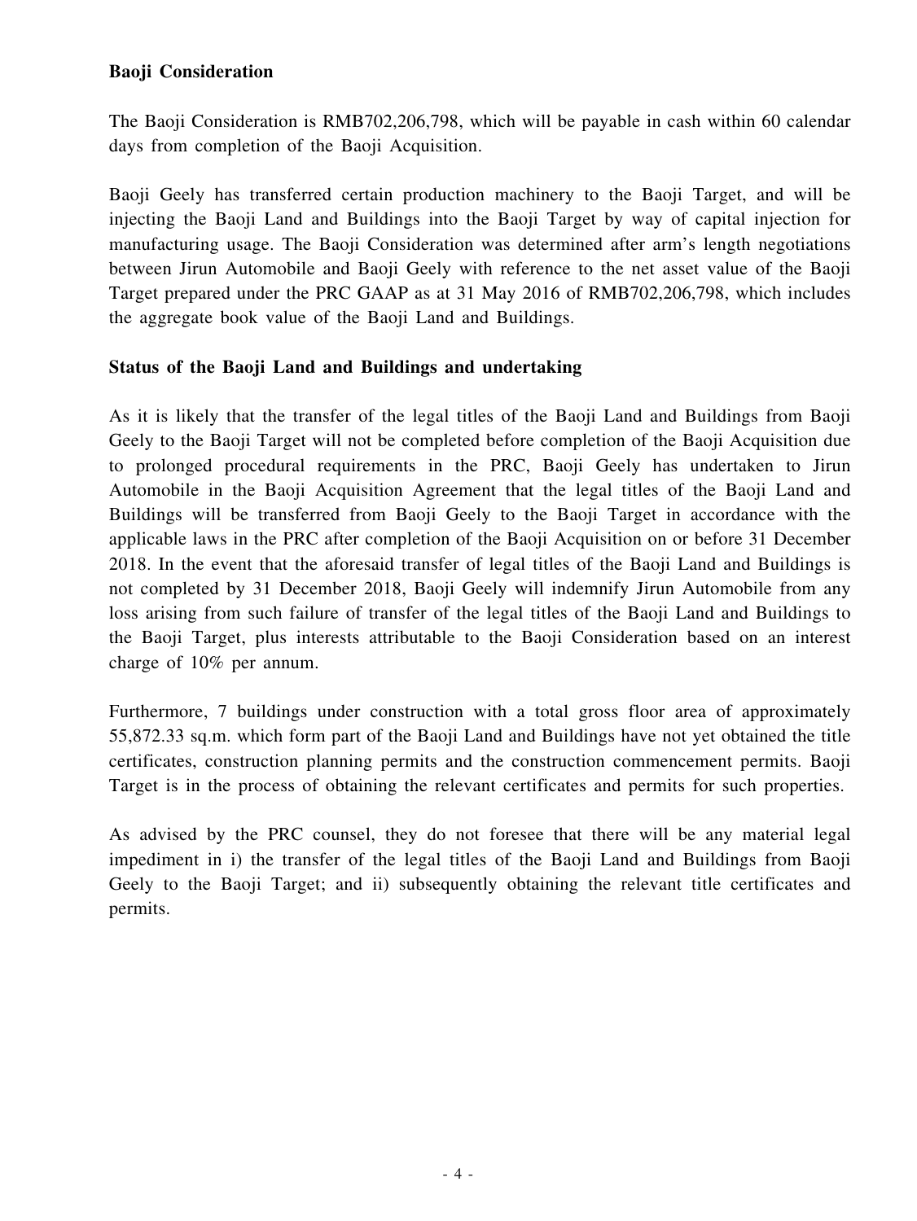**Baoji Consideration**

The Baoji Consideration is RMB702,206,798, which will be payable in cash within 60 calendar days from completion of the Baoji Acquisition.

Baoji Geely has transferred certain production machinery to the Baoji Target, and will be injecting the Baoji Land and Buildings into the Baoji Target by way of capital injection for manufacturing usage. The Baoji Consideration was determined after arm's length negotiations between Jirun Automobile and Baoji Geely with reference to the net asset value of the Baoji Target prepared under the PRC GAAP as at 31 May 2016 of RMB702,206,798, which includes the aggregate book value of the Baoji Land and Buildings.

**Status of the Baoji Land and Buildings and undertaking**

As it is likely that the transfer of the legal titles of the Baoji Land and Buildings from Baoji Geely to the Baoji Target will not be completed before completion of the Baoji Acquisition due to prolonged procedural requirements in the PRC, Baoji Geely has undertaken to Jirun Automobile in the Baoji Acquisition Agreement that the legal titles of the Baoji Land and Buildings will be transferred from Baoji Geely to the Baoji Target in accordance with the applicable laws in the PRC after completion of the Baoji Acquisition on or before 31 December 2018. In the event that the aforesaid transfer of legal titles of the Baoji Land and Buildings is not completed by 31 December 2018, Baoji Geely will indemnify Jirun Automobile from any loss arising from such failure of transfer of the legal titles of the Baoji Land and Buildings to the Baoji Target, plus interests attributable to the Baoji Consideration based on an interest charge of 10% per annum.

Furthermore, 7 buildings under construction with a total gross floor area of approximately 55,872.33 sq.m. which form part of the Baoji Land and Buildings have not yet obtained the title certificates, construction planning permits and the construction commencement permits. Baoji Target is in the process of obtaining the relevant certificates and permits for such properties.

As advised by the PRC counsel, they do not foresee that there will be any material legal impediment in i) the transfer of the legal titles of the Baoji Land and Buildings from Baoji Geely to the Baoji Target; and ii) subsequently obtaining the relevant title certificates and permits.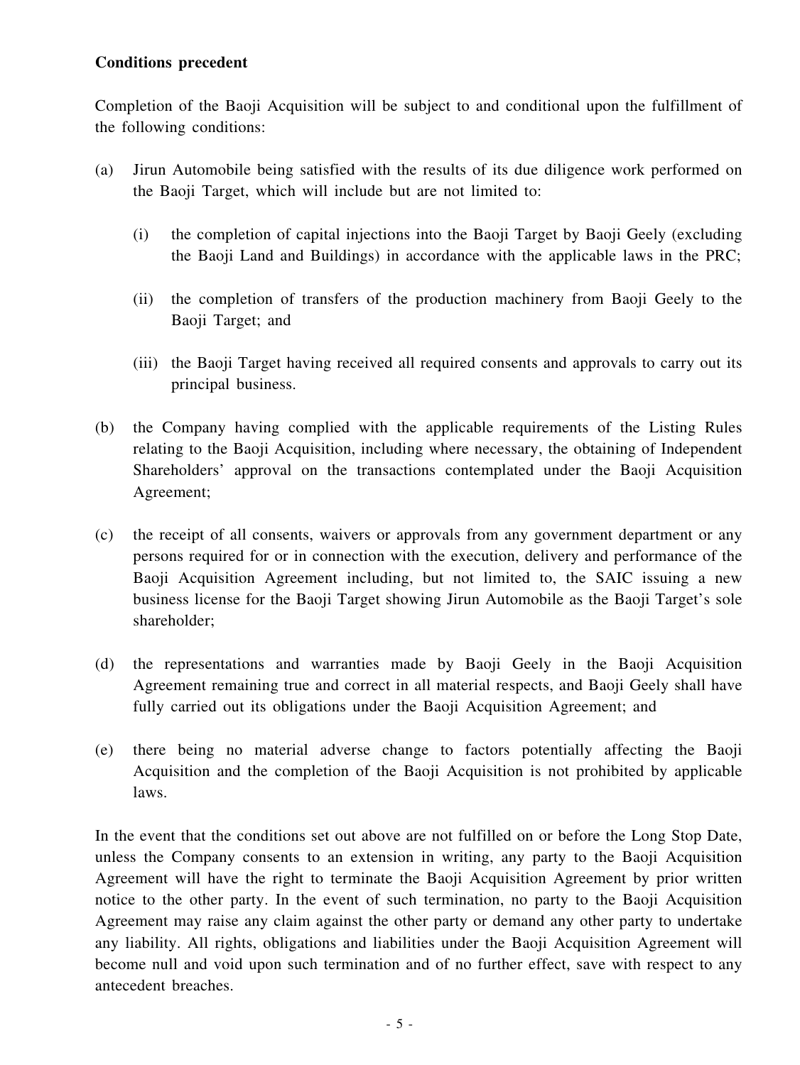**Conditions precedent**

Completion of the Baoji Acquisition will be subject to and conditional upon the fulfillment of the following conditions:

(a) Jirun Automobile being satisfied with the results of its due diligence work performed on the Baoji Target, which will include but are not limited to:

    (i) the completion of capital injections into the Baoji Target by Baoji Geely (excluding the Baoji Land and Buildings) in accordance with the applicable laws in the PRC;

    (ii) the completion of transfers of the production machinery from Baoji Geely to the Baoji Target; and

    (iii) the Baoji Target having received all required consents and approvals to carry out its principal business.

(b) the Company having complied with the applicable requirements of the Listing Rules relating to the Baoji Acquisition, including where necessary, the obtaining of Independent Shareholders' approval on the transactions contemplated under the Baoji Acquisition Agreement;

(c) the receipt of all consents, waivers or approvals from any government department or any persons required for or in connection with the execution, delivery and performance of the Baoji Acquisition Agreement including, but not limited to, the SAIC issuing a new business license for the Baoji Target showing Jirun Automobile as the Baoji Target's sole shareholder;

(d) the representations and warranties made by Baoji Geely in the Baoji Acquisition Agreement remaining true and correct in all material respects, and Baoji Geely shall have fully carried out its obligations under the Baoji Acquisition Agreement; and

(e) there being no material adverse change to factors potentially affecting the Baoji Acquisition and the completion of the Baoji Acquisition is not prohibited by applicable laws.

In the event that the conditions set out above are not fulfilled on or before the Long Stop Date, unless the Company consents to an extension in writing, any party to the Baoji Acquisition Agreement will have the right to terminate the Baoji Acquisition Agreement by prior written notice to the other party. In the event of such termination, no party to the Baoji Acquisition Agreement may raise any claim against the other party or demand any other party to undertake any liability. All rights, obligations and liabilities under the Baoji Acquisition Agreement will become null and void upon such termination and of no further effect, save with respect to any antecedent breaches.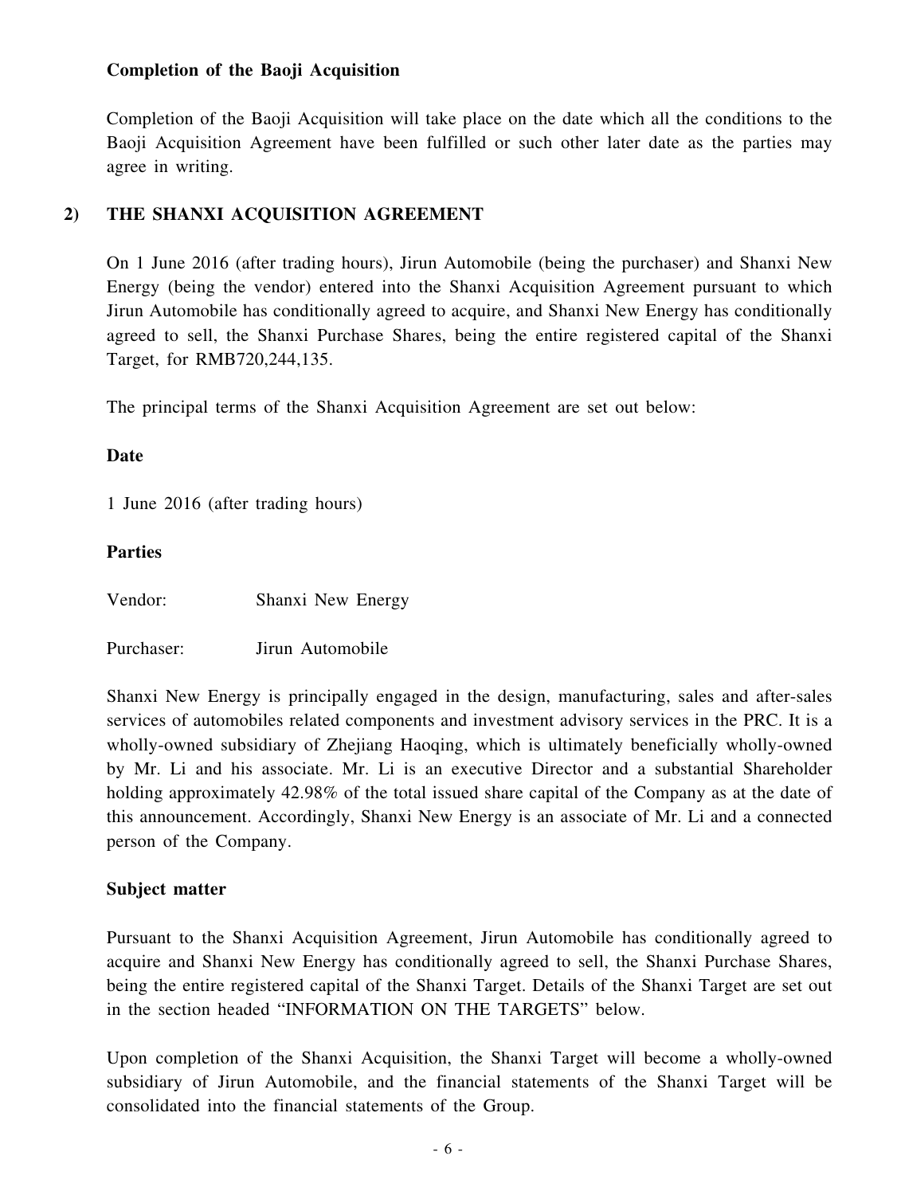**Completion of the Baoji Acquisition**

Completion of the Baoji Acquisition will take place on the date which all the conditions to the Baoji Acquisition Agreement have been fulfilled or such other later date as the parties may agree in writing.

## 2) THE SHANXI ACQUISITION AGREEMENT

On 1 June 2016 (after trading hours), Jirun Automobile (being the purchaser) and Shanxi New Energy (being the vendor) entered into the Shanxi Acquisition Agreement pursuant to which Jirun Automobile has conditionally agreed to acquire, and Shanxi New Energy has conditionally agreed to sell, the Shanxi Purchase Shares, being the entire registered capital of the Shanxi Target, for RMB720,244,135.

The principal terms of the Shanxi Acquisition Agreement are set out below:

**Date**

1 June 2016 (after trading hours)

**Parties**

Vendor: Shanxi New Energy

Purchaser: Jirun Automobile

Shanxi New Energy is principally engaged in the design, manufacturing, sales and after-sales services of automobiles related components and investment advisory services in the PRC. It is a wholly-owned subsidiary of Zhejiang Haoqing, which is ultimately beneficially wholly-owned by Mr. Li and his associate. Mr. Li is an executive Director and a substantial Shareholder holding approximately 42.98% of the total issued share capital of the Company as at the date of this announcement. Accordingly, Shanxi New Energy is an associate of Mr. Li and a connected person of the Company.

**Subject matter**

Pursuant to the Shanxi Acquisition Agreement, Jirun Automobile has conditionally agreed to acquire and Shanxi New Energy has conditionally agreed to sell, the Shanxi Purchase Shares, being the entire registered capital of the Shanxi Target. Details of the Shanxi Target are set out in the section headed "INFORMATION ON THE TARGETS" below.

Upon completion of the Shanxi Acquisition, the Shanxi Target will become a wholly-owned subsidiary of Jirun Automobile, and the financial statements of the Shanxi Target will be consolidated into the financial statements of the Group.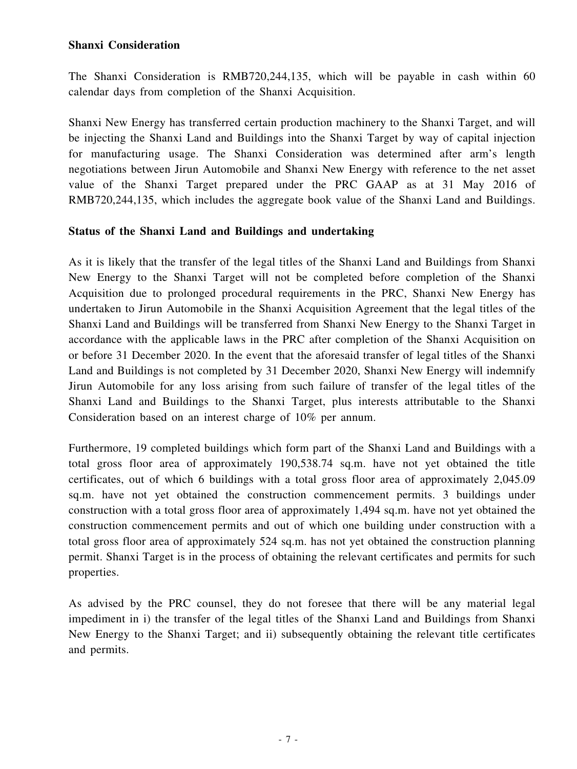**Shanxi Consideration**

The Shanxi Consideration is RMB720,244,135, which will be payable in cash within 60 calendar days from completion of the Shanxi Acquisition.

Shanxi New Energy has transferred certain production machinery to the Shanxi Target, and will be injecting the Shanxi Land and Buildings into the Shanxi Target by way of capital injection for manufacturing usage. The Shanxi Consideration was determined after arm's length negotiations between Jirun Automobile and Shanxi New Energy with reference to the net asset value of the Shanxi Target prepared under the PRC GAAP as at 31 May 2016 of RMB720,244,135, which includes the aggregate book value of the Shanxi Land and Buildings.

**Status of the Shanxi Land and Buildings and undertaking**

As it is likely that the transfer of the legal titles of the Shanxi Land and Buildings from Shanxi New Energy to the Shanxi Target will not be completed before completion of the Shanxi Acquisition due to prolonged procedural requirements in the PRC, Shanxi New Energy has undertaken to Jirun Automobile in the Shanxi Acquisition Agreement that the legal titles of the Shanxi Land and Buildings will be transferred from Shanxi New Energy to the Shanxi Target in accordance with the applicable laws in the PRC after completion of the Shanxi Acquisition on or before 31 December 2020. In the event that the aforesaid transfer of legal titles of the Shanxi Land and Buildings is not completed by 31 December 2020, Shanxi New Energy will indemnify Jirun Automobile for any loss arising from such failure of transfer of the legal titles of the Shanxi Land and Buildings to the Shanxi Target, plus interests attributable to the Shanxi Consideration based on an interest charge of 10% per annum.

Furthermore, 19 completed buildings which form part of the Shanxi Land and Buildings with a total gross floor area of approximately 190,538.74 sq.m. have not yet obtained the title certificates, out of which 6 buildings with a total gross floor area of approximately 2,045.09 sq.m. have not yet obtained the construction commencement permits. 3 buildings under construction with a total gross floor area of approximately 1,494 sq.m. have not yet obtained the construction commencement permits and out of which one building under construction with a total gross floor area of approximately 524 sq.m. has not yet obtained the construction planning permit. Shanxi Target is in the process of obtaining the relevant certificates and permits for such properties.

As advised by the PRC counsel, they do not foresee that there will be any material legal impediment in i) the transfer of the legal titles of the Shanxi Land and Buildings from Shanxi New Energy to the Shanxi Target; and ii) subsequently obtaining the relevant title certificates and permits.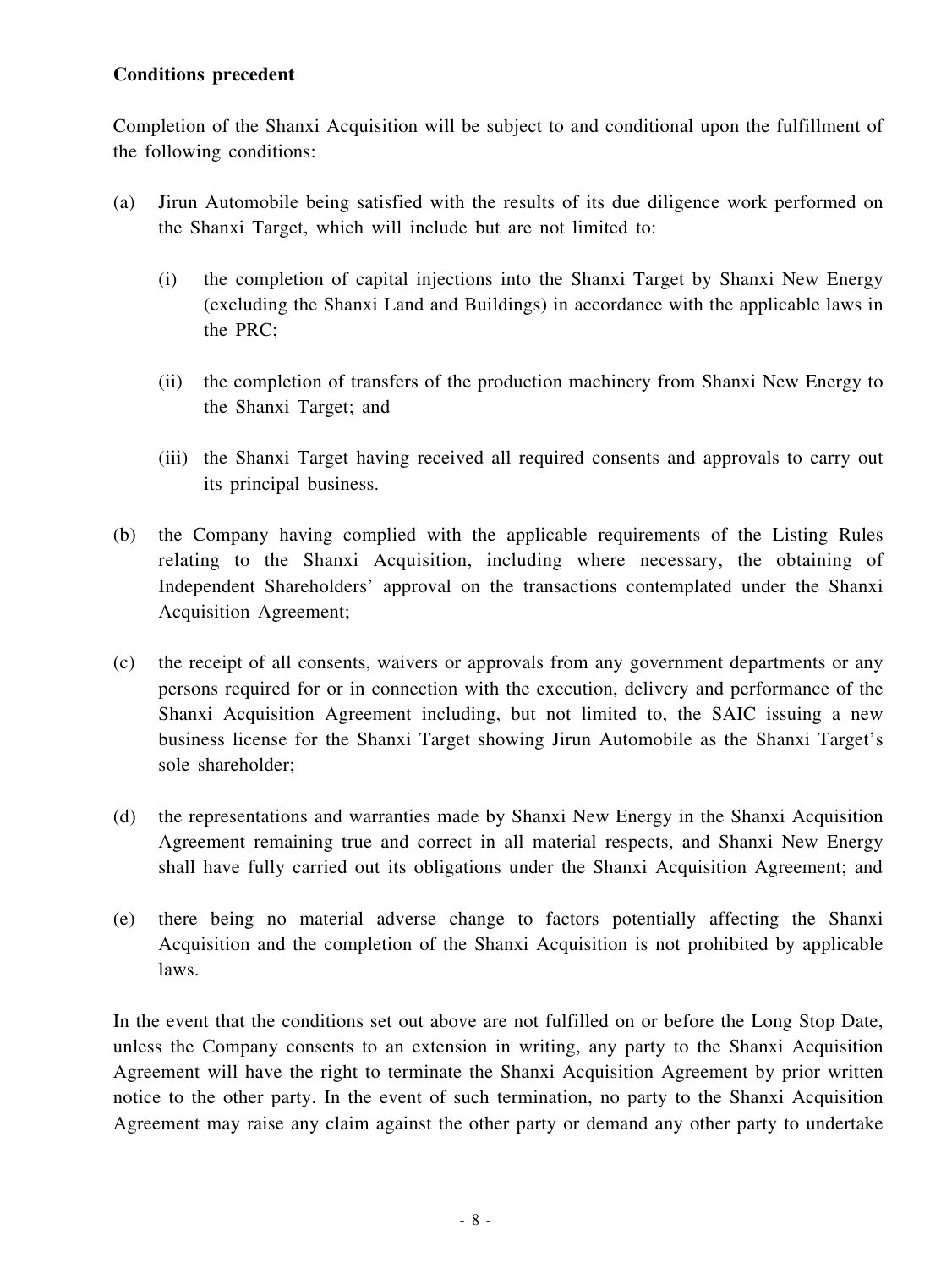**Conditions precedent**

Completion of the Shanxi Acquisition will be subject to and conditional upon the fulfillment of the following conditions:

(a) Jirun Automobile being satisfied with the results of its due diligence work performed on the Shanxi Target, which will include but are not limited to:

   (i) the completion of capital injections into the Shanxi Target by Shanxi New Energy (excluding the Shanxi Land and Buildings) in accordance with the applicable laws in the PRC;

   (ii) the completion of transfers of the production machinery from Shanxi New Energy to the Shanxi Target; and

   (iii) the Shanxi Target having received all required consents and approvals to carry out its principal business.

(b) the Company having complied with the applicable requirements of the Listing Rules relating to the Shanxi Acquisition, including where necessary, the obtaining of Independent Shareholders' approval on the transactions contemplated under the Shanxi Acquisition Agreement;

(c) the receipt of all consents, waivers or approvals from any government departments or any persons required for or in connection with the execution, delivery and performance of the Shanxi Acquisition Agreement including, but not limited to, the SAIC issuing a new business license for the Shanxi Target showing Jirun Automobile as the Shanxi Target's sole shareholder;

(d) the representations and warranties made by Shanxi New Energy in the Shanxi Acquisition Agreement remaining true and correct in all material respects, and Shanxi New Energy shall have fully carried out its obligations under the Shanxi Acquisition Agreement; and

(e) there being no material adverse change to factors potentially affecting the Shanxi Acquisition and the completion of the Shanxi Acquisition is not prohibited by applicable laws.

In the event that the conditions set out above are not fulfilled on or before the Long Stop Date, unless the Company consents to an extension in writing, any party to the Shanxi Acquisition Agreement will have the right to terminate the Shanxi Acquisition Agreement by prior written notice to the other party. In the event of such termination, no party to the Shanxi Acquisition Agreement may raise any claim against the other party or demand any other party to undertake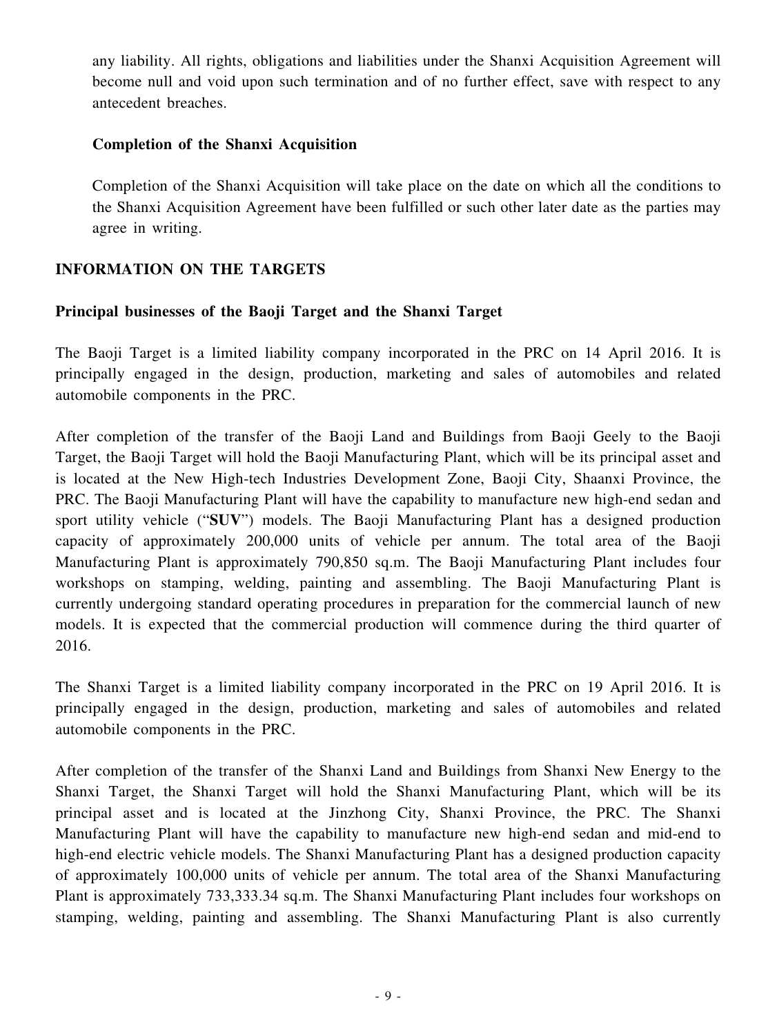any liability. All rights, obligations and liabilities under the Shanxi Acquisition Agreement will become null and void upon such termination and of no further effect, save with respect to any antecedent breaches.

**Completion of the Shanxi Acquisition**

Completion of the Shanxi Acquisition will take place on the date on which all the conditions to the Shanxi Acquisition Agreement have been fulfilled or such other later date as the parties may agree in writing.

## INFORMATION ON THE TARGETS

### Principal businesses of the Baoji Target and the Shanxi Target

The Baoji Target is a limited liability company incorporated in the PRC on 14 April 2016. It is principally engaged in the design, production, marketing and sales of automobiles and related automobile components in the PRC.

After completion of the transfer of the Baoji Land and Buildings from Baoji Geely to the Baoji Target, the Baoji Target will hold the Baoji Manufacturing Plant, which will be its principal asset and is located at the New High-tech Industries Development Zone, Baoji City, Shaanxi Province, the PRC. The Baoji Manufacturing Plant will have the capability to manufacture new high-end sedan and sport utility vehicle ("**SUV**") models. The Baoji Manufacturing Plant has a designed production capacity of approximately 200,000 units of vehicle per annum. The total area of the Baoji Manufacturing Plant is approximately 790,850 sq.m. The Baoji Manufacturing Plant includes four workshops on stamping, welding, painting and assembling. The Baoji Manufacturing Plant is currently undergoing standard operating procedures in preparation for the commercial launch of new models. It is expected that the commercial production will commence during the third quarter of 2016.

The Shanxi Target is a limited liability company incorporated in the PRC on 19 April 2016. It is principally engaged in the design, production, marketing and sales of automobiles and related automobile components in the PRC.

After completion of the transfer of the Shanxi Land and Buildings from Shanxi New Energy to the Shanxi Target, the Shanxi Target will hold the Shanxi Manufacturing Plant, which will be its principal asset and is located at the Jinzhong City, Shanxi Province, the PRC. The Shanxi Manufacturing Plant will have the capability to manufacture new high-end sedan and mid-end to high-end electric vehicle models. The Shanxi Manufacturing Plant has a designed production capacity of approximately 100,000 units of vehicle per annum. The total area of the Shanxi Manufacturing Plant is approximately 733,333.34 sq.m. The Shanxi Manufacturing Plant includes four workshops on stamping, welding, painting and assembling. The Shanxi Manufacturing Plant is also currently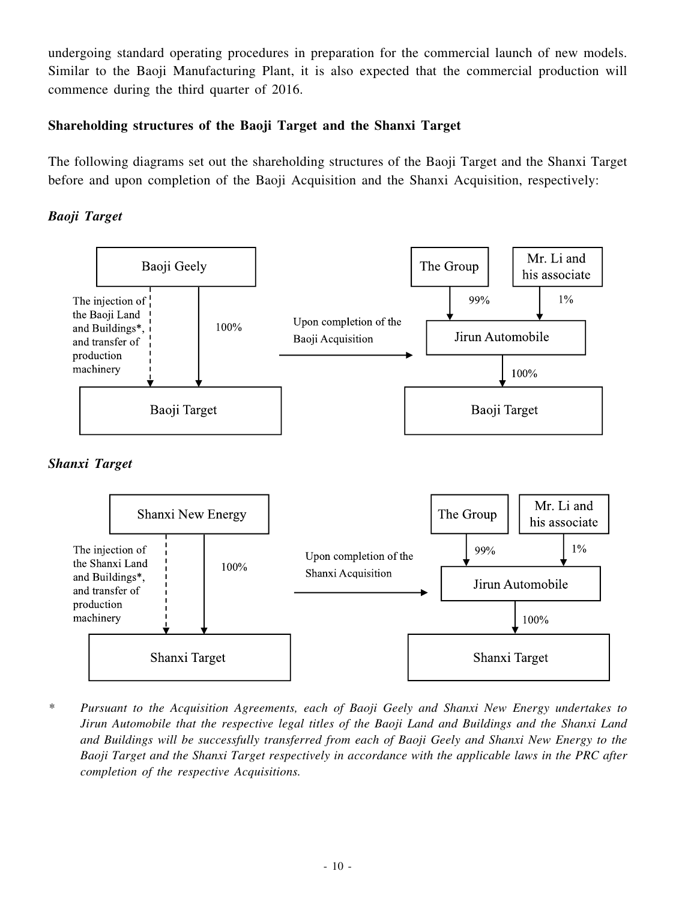undergoing standard operating procedures in preparation for the commercial launch of new models. Similar to the Baoji Manufacturing Plant, it is also expected that the commercial production will commence during the third quarter of 2016.

**Shareholding structures of the Baoji Target and the Shanxi Target**

The following diagrams set out the shareholding structures of the Baoji Target and the Shanxi Target before and upon completion of the Baoji Acquisition and the Shanxi Acquisition, respectively:

***Baoji Target***

Baoji Geely

The injection of the Baoji Land and Buildings*, and transfer of production machinery

100%

Baoji Target

Upon completion of the Baoji Acquisition

The Group

Mr. Li and his associate

99%

1%

Jirun Automobile

100%

Baoji Target

***Shanxi Target***

Shanxi New Energy

The injection of the Shanxi Land and Buildings*, and transfer of production machinery

100%

Shanxi Target

Upon completion of the Shanxi Acquisition

The Group

Mr. Li and his associate

99%

1%

Jirun Automobile

100%

Shanxi Target

\* *Pursuant to the Acquisition Agreements, each of Baoji Geely and Shanxi New Energy undertakes to Jirun Automobile that the respective legal titles of the Baoji Land and Buildings and the Shanxi Land and Buildings will be successfully transferred from each of Baoji Geely and Shanxi New Energy to the Baoji Target and the Shanxi Target respectively in accordance with the applicable laws in the PRC after completion of the respective Acquisitions.*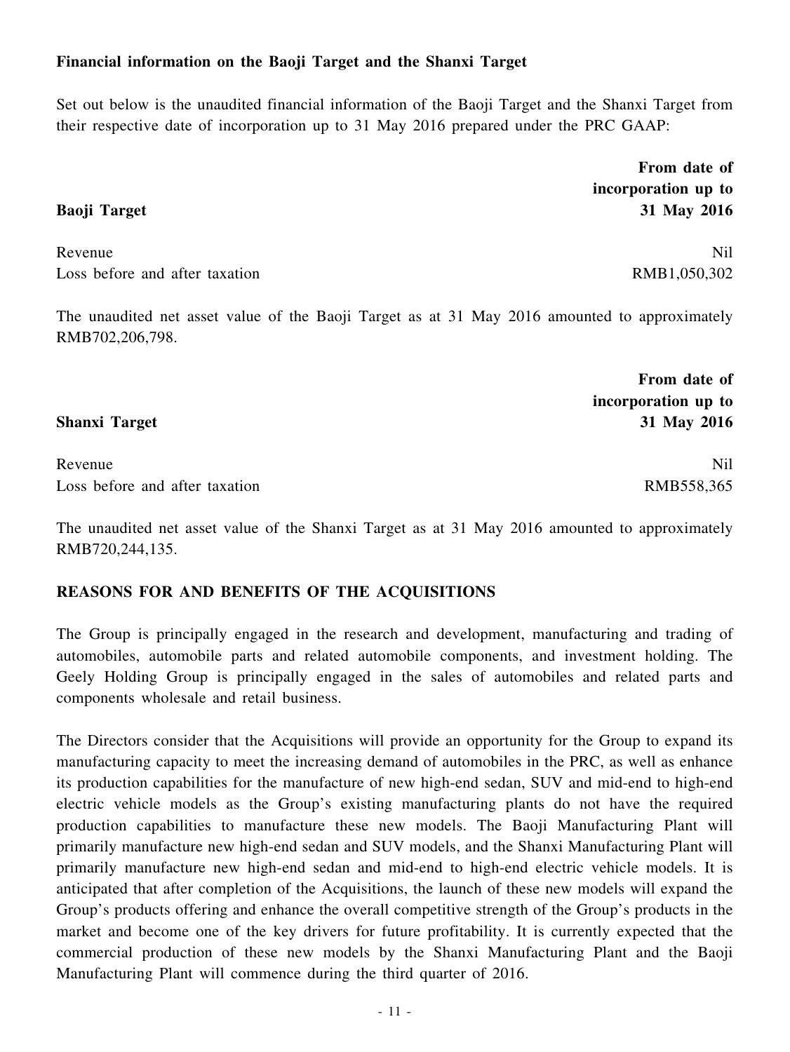**Financial information on the Baoji Target and the Shanxi Target**

Set out below is the unaudited financial information of the Baoji Target and the Shanxi Target from their respective date of incorporation up to 31 May 2016 prepared under the PRC GAAP:

| **Baoji Target** | **From date of incorporation up to 31 May 2016** |
|---|---|
| Revenue | Nil |
| Loss before and after taxation | RMB1,050,302 |

The unaudited net asset value of the Baoji Target as at 31 May 2016 amounted to approximately RMB702,206,798.

| **Shanxi Target** | **From date of incorporation up to 31 May 2016** |
|---|---|
| Revenue | Nil |
| Loss before and after taxation | RMB558,365 |

The unaudited net asset value of the Shanxi Target as at 31 May 2016 amounted to approximately RMB720,244,135.

**REASONS FOR AND BENEFITS OF THE ACQUISITIONS**

The Group is principally engaged in the research and development, manufacturing and trading of automobiles, automobile parts and related automobile components, and investment holding. The Geely Holding Group is principally engaged in the sales of automobiles and related parts and components wholesale and retail business.

The Directors consider that the Acquisitions will provide an opportunity for the Group to expand its manufacturing capacity to meet the increasing demand of automobiles in the PRC, as well as enhance its production capabilities for the manufacture of new high-end sedan, SUV and mid-end to high-end electric vehicle models as the Group's existing manufacturing plants do not have the required production capabilities to manufacture these new models. The Baoji Manufacturing Plant will primarily manufacture new high-end sedan and SUV models, and the Shanxi Manufacturing Plant will primarily manufacture new high-end sedan and mid-end to high-end electric vehicle models. It is anticipated that after completion of the Acquisitions, the launch of these new models will expand the Group's products offering and enhance the overall competitive strength of the Group's products in the market and become one of the key drivers for future profitability. It is currently expected that the commercial production of these new models by the Shanxi Manufacturing Plant and the Baoji Manufacturing Plant will commence during the third quarter of 2016.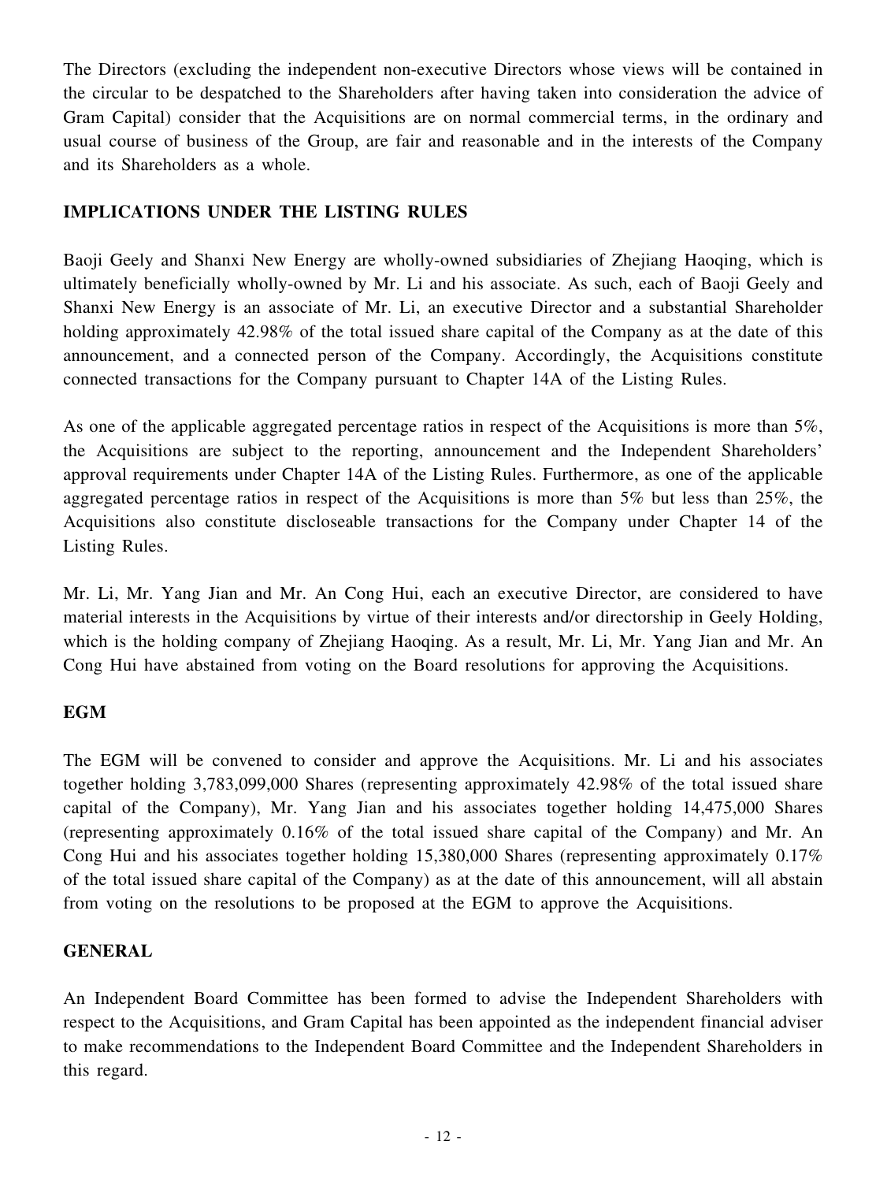The Directors (excluding the independent non-executive Directors whose views will be contained in the circular to be despatched to the Shareholders after having taken into consideration the advice of Gram Capital) consider that the Acquisitions are on normal commercial terms, in the ordinary and usual course of business of the Group, are fair and reasonable and in the interests of the Company and its Shareholders as a whole.

## IMPLICATIONS UNDER THE LISTING RULES

Baoji Geely and Shanxi New Energy are wholly-owned subsidiaries of Zhejiang Haoqing, which is ultimately beneficially wholly-owned by Mr. Li and his associate. As such, each of Baoji Geely and Shanxi New Energy is an associate of Mr. Li, an executive Director and a substantial Shareholder holding approximately 42.98% of the total issued share capital of the Company as at the date of this announcement, and a connected person of the Company. Accordingly, the Acquisitions constitute connected transactions for the Company pursuant to Chapter 14A of the Listing Rules.

As one of the applicable aggregated percentage ratios in respect of the Acquisitions is more than 5%, the Acquisitions are subject to the reporting, announcement and the Independent Shareholders' approval requirements under Chapter 14A of the Listing Rules. Furthermore, as one of the applicable aggregated percentage ratios in respect of the Acquisitions is more than 5% but less than 25%, the Acquisitions also constitute discloseable transactions for the Company under Chapter 14 of the Listing Rules.

Mr. Li, Mr. Yang Jian and Mr. An Cong Hui, each an executive Director, are considered to have material interests in the Acquisitions by virtue of their interests and/or directorship in Geely Holding, which is the holding company of Zhejiang Haoqing. As a result, Mr. Li, Mr. Yang Jian and Mr. An Cong Hui have abstained from voting on the Board resolutions for approving the Acquisitions.

## EGM

The EGM will be convened to consider and approve the Acquisitions. Mr. Li and his associates together holding 3,783,099,000 Shares (representing approximately 42.98% of the total issued share capital of the Company), Mr. Yang Jian and his associates together holding 14,475,000 Shares (representing approximately 0.16% of the total issued share capital of the Company) and Mr. An Cong Hui and his associates together holding 15,380,000 Shares (representing approximately 0.17% of the total issued share capital of the Company) as at the date of this announcement, will all abstain from voting on the resolutions to be proposed at the EGM to approve the Acquisitions.

## GENERAL

An Independent Board Committee has been formed to advise the Independent Shareholders with respect to the Acquisitions, and Gram Capital has been appointed as the independent financial adviser to make recommendations to the Independent Board Committee and the Independent Shareholders in this regard.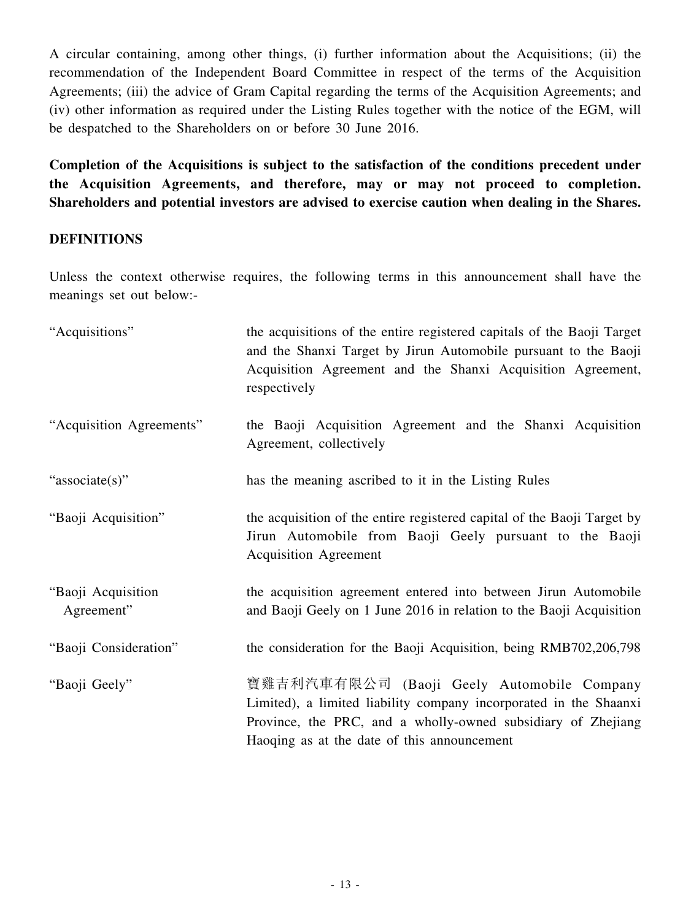A circular containing, among other things, (i) further information about the Acquisitions; (ii) the recommendation of the Independent Board Committee in respect of the terms of the Acquisition Agreements; (iii) the advice of Gram Capital regarding the terms of the Acquisition Agreements; and (iv) other information as required under the Listing Rules together with the notice of the EGM, will be despatched to the Shareholders on or before 30 June 2016.

**Completion of the Acquisitions is subject to the satisfaction of the conditions precedent under the Acquisition Agreements, and therefore, may or may not proceed to completion. Shareholders and potential investors are advised to exercise caution when dealing in the Shares.**

## DEFINITIONS

Unless the context otherwise requires, the following terms in this announcement shall have the meanings set out below:-

| | |
|---|---|
| "Acquisitions" | the acquisitions of the entire registered capitals of the Baoji Target and the Shanxi Target by Jirun Automobile pursuant to the Baoji Acquisition Agreement and the Shanxi Acquisition Agreement, respectively |
| "Acquisition Agreements" | the Baoji Acquisition Agreement and the Shanxi Acquisition Agreement, collectively |
| "associate(s)" | has the meaning ascribed to it in the Listing Rules |
| "Baoji Acquisition" | the acquisition of the entire registered capital of the Baoji Target by Jirun Automobile from Baoji Geely pursuant to the Baoji Acquisition Agreement |
| "Baoji Acquisition Agreement" | the acquisition agreement entered into between Jirun Automobile and Baoji Geely on 1 June 2016 in relation to the Baoji Acquisition |
| "Baoji Consideration" | the consideration for the Baoji Acquisition, being RMB702,206,798 |
| "Baoji Geely" | 寶雞吉利汽車有限公司 (Baoji Geely Automobile Company Limited), a limited liability company incorporated in the Shaanxi Province, the PRC, and a wholly-owned subsidiary of Zhejiang Haoqing as at the date of this announcement |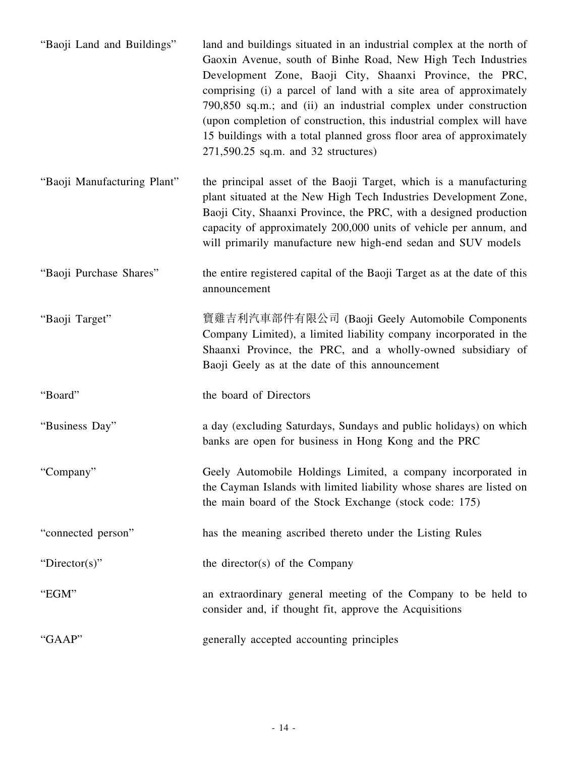| | |
|---|---|
| "Baoji Land and Buildings" | land and buildings situated in an industrial complex at the north of Gaoxin Avenue, south of Binhe Road, New High Tech Industries Development Zone, Baoji City, Shaanxi Province, the PRC, comprising (i) a parcel of land with a site area of approximately 790,850 sq.m.; and (ii) an industrial complex under construction (upon completion of construction, this industrial complex will have 15 buildings with a total planned gross floor area of approximately 271,590.25 sq.m. and 32 structures) |
| "Baoji Manufacturing Plant" | the principal asset of the Baoji Target, which is a manufacturing plant situated at the New High Tech Industries Development Zone, Baoji City, Shaanxi Province, the PRC, with a designed production capacity of approximately 200,000 units of vehicle per annum, and will primarily manufacture new high-end sedan and SUV models |
| "Baoji Purchase Shares" | the entire registered capital of the Baoji Target as at the date of this announcement |
| "Baoji Target" | 寶雞吉利汽車部件有限公司 (Baoji Geely Automobile Components Company Limited), a limited liability company incorporated in the Shaanxi Province, the PRC, and a wholly-owned subsidiary of Baoji Geely as at the date of this announcement |
| "Board" | the board of Directors |
| "Business Day" | a day (excluding Saturdays, Sundays and public holidays) on which banks are open for business in Hong Kong and the PRC |
| "Company" | Geely Automobile Holdings Limited, a company incorporated in the Cayman Islands with limited liability whose shares are listed on the main board of the Stock Exchange (stock code: 175) |
| "connected person" | has the meaning ascribed thereto under the Listing Rules |
| "Director(s)" | the director(s) of the Company |
| "EGM" | an extraordinary general meeting of the Company to be held to consider and, if thought fit, approve the Acquisitions |
| "GAAP" | generally accepted accounting principles |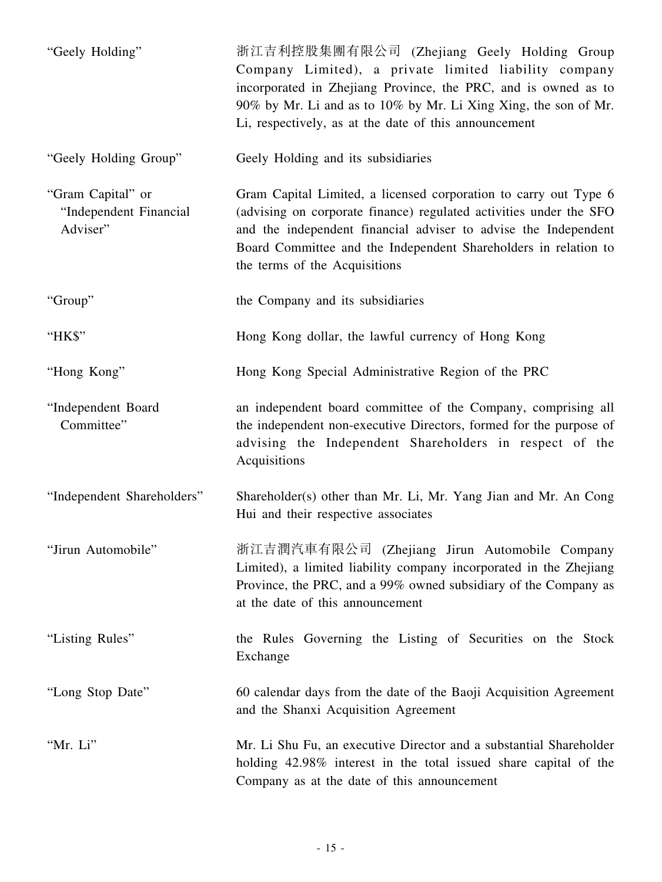| | |
|---|---|
| "Geely Holding" | 浙江吉利控股集團有限公司 (Zhejiang Geely Holding Group Company Limited), a private limited liability company incorporated in Zhejiang Province, the PRC, and is owned as to 90% by Mr. Li and as to 10% by Mr. Li Xing Xing, the son of Mr. Li, respectively, as at the date of this announcement |
| "Geely Holding Group" | Geely Holding and its subsidiaries |
| "Gram Capital" or "Independent Financial Adviser" | Gram Capital Limited, a licensed corporation to carry out Type 6 (advising on corporate finance) regulated activities under the SFO and the independent financial adviser to advise the Independent Board Committee and the Independent Shareholders in relation to the terms of the Acquisitions |
| "Group" | the Company and its subsidiaries |
| "HK$" | Hong Kong dollar, the lawful currency of Hong Kong |
| "Hong Kong" | Hong Kong Special Administrative Region of the PRC |
| "Independent Board Committee" | an independent board committee of the Company, comprising all the independent non-executive Directors, formed for the purpose of advising the Independent Shareholders in respect of the Acquisitions |
| "Independent Shareholders" | Shareholder(s) other than Mr. Li, Mr. Yang Jian and Mr. An Cong Hui and their respective associates |
| "Jirun Automobile" | 浙江吉潤汽車有限公司 (Zhejiang Jirun Automobile Company Limited), a limited liability company incorporated in the Zhejiang Province, the PRC, and a 99% owned subsidiary of the Company as at the date of this announcement |
| "Listing Rules" | the Rules Governing the Listing of Securities on the Stock Exchange |
| "Long Stop Date" | 60 calendar days from the date of the Baoji Acquisition Agreement and the Shanxi Acquisition Agreement |
| "Mr. Li" | Mr. Li Shu Fu, an executive Director and a substantial Shareholder holding 42.98% interest in the total issued share capital of the Company as at the date of this announcement |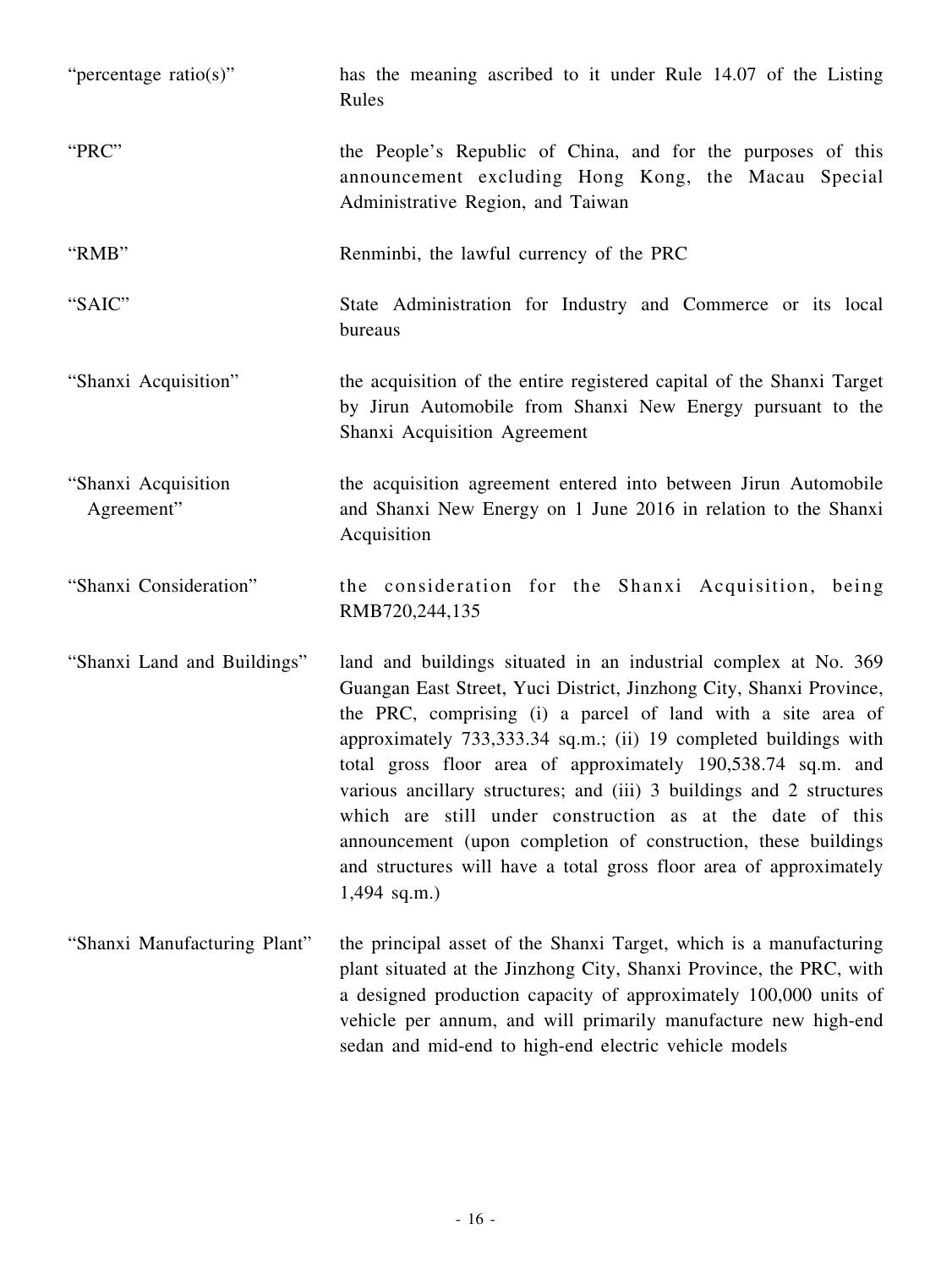| | |
|---|---|
| "percentage ratio(s)" | has the meaning ascribed to it under Rule 14.07 of the Listing Rules |
| "PRC" | the People's Republic of China, and for the purposes of this announcement excluding Hong Kong, the Macau Special Administrative Region, and Taiwan |
| "RMB" | Renminbi, the lawful currency of the PRC |
| "SAIC" | State Administration for Industry and Commerce or its local bureaus |
| "Shanxi Acquisition" | the acquisition of the entire registered capital of the Shanxi Target by Jirun Automobile from Shanxi New Energy pursuant to the Shanxi Acquisition Agreement |
| "Shanxi Acquisition Agreement" | the acquisition agreement entered into between Jirun Automobile and Shanxi New Energy on 1 June 2016 in relation to the Shanxi Acquisition |
| "Shanxi Consideration" | the consideration for the Shanxi Acquisition, being RMB720,244,135 |
| "Shanxi Land and Buildings" | land and buildings situated in an industrial complex at No. 369 Guangan East Street, Yuci District, Jinzhong City, Shanxi Province, the PRC, comprising (i) a parcel of land with a site area of approximately 733,333.34 sq.m.; (ii) 19 completed buildings with total gross floor area of approximately 190,538.74 sq.m. and various ancillary structures; and (iii) 3 buildings and 2 structures which are still under construction as at the date of this announcement (upon completion of construction, these buildings and structures will have a total gross floor area of approximately 1,494 sq.m.) |
| "Shanxi Manufacturing Plant" | the principal asset of the Shanxi Target, which is a manufacturing plant situated at the Jinzhong City, Shanxi Province, the PRC, with a designed production capacity of approximately 100,000 units of vehicle per annum, and will primarily manufacture new high-end sedan and mid-end to high-end electric vehicle models |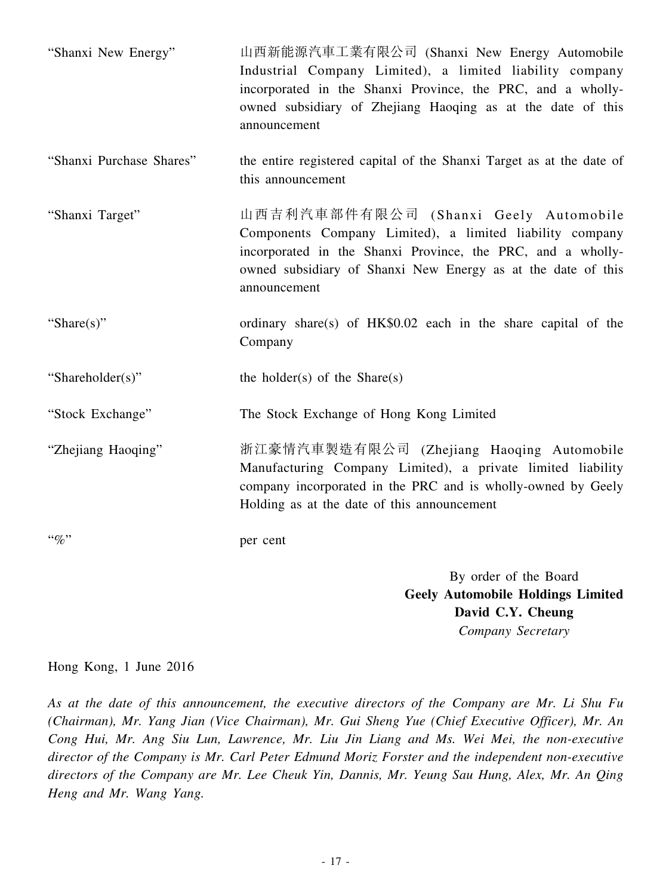| | |
|---|---|
| "Shanxi New Energy" | 山西新能源汽車工業有限公司 (Shanxi New Energy Automobile Industrial Company Limited), a limited liability company incorporated in the Shanxi Province, the PRC, and a wholly-owned subsidiary of Zhejiang Haoqing as at the date of this announcement |
| "Shanxi Purchase Shares" | the entire registered capital of the Shanxi Target as at the date of this announcement |
| "Shanxi Target" | 山西吉利汽車部件有限公司 (Shanxi Geely Automobile Components Company Limited), a limited liability company incorporated in the Shanxi Province, the PRC, and a wholly-owned subsidiary of Shanxi New Energy as at the date of this announcement |
| "Share(s)" | ordinary share(s) of HK$0.02 each in the share capital of the Company |
| "Shareholder(s)" | the holder(s) of the Share(s) |
| "Stock Exchange" | The Stock Exchange of Hong Kong Limited |
| "Zhejiang Haoqing" | 浙江豪情汽車製造有限公司 (Zhejiang Haoqing Automobile Manufacturing Company Limited), a private limited liability company incorporated in the PRC and is wholly-owned by Geely Holding as at the date of this announcement |
| "%" | per cent |

By order of the Board
**Geely Automobile Holdings Limited**
**David C.Y. Cheung**
*Company Secretary*

Hong Kong, 1 June 2016

*As at the date of this announcement, the executive directors of the Company are Mr. Li Shu Fu (Chairman), Mr. Yang Jian (Vice Chairman), Mr. Gui Sheng Yue (Chief Executive Officer), Mr. An Cong Hui, Mr. Ang Siu Lun, Lawrence, Mr. Liu Jin Liang and Ms. Wei Mei, the non-executive director of the Company is Mr. Carl Peter Edmund Moriz Forster and the independent non-executive directors of the Company are Mr. Lee Cheuk Yin, Dannis, Mr. Yeung Sau Hung, Alex, Mr. An Qing Heng and Mr. Wang Yang.*